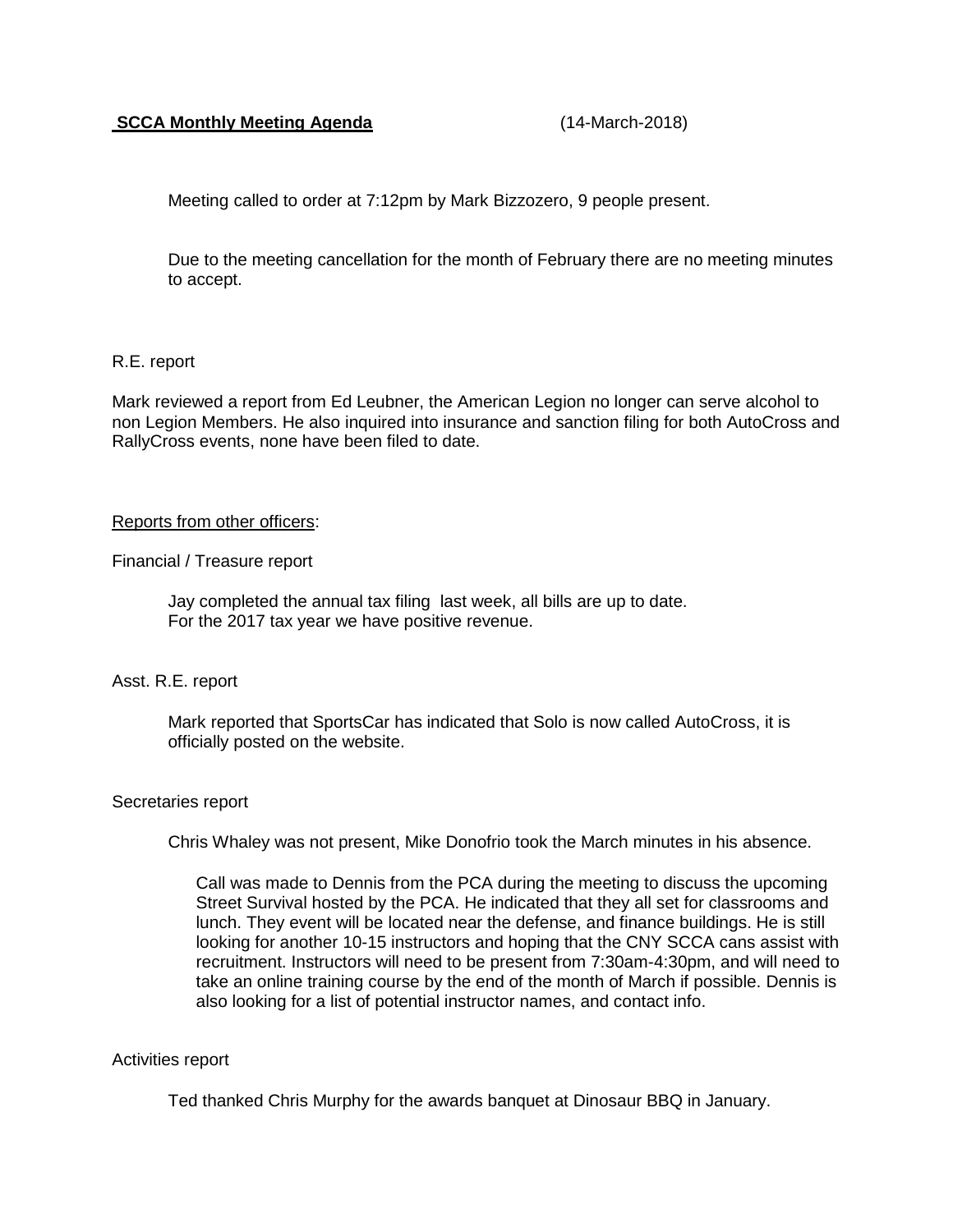**<u>SCCA Monthly Meeting Agenda</u>** (14-March-2018)

Meeting called to order at 7:12pm by Mark Bizzozero, 9 people present.

Due to the meeting cancellation for the month of February there are no meeting minutes to accept.

R.E. report

Mark reviewed a report from Ed Leubner, the American Legion no longer can serve alcohol to non Legion Members. He also inquired into insurance and sanction filing for both AutoCross and RallyCross events, none have been filed to date.

<u>Reports from other officers</u>:

Financial / Treasure report

Jay completed the annual tax filing last week, all bills are up to date.
For the 2017 tax year we have positive revenue.

Asst. R.E. report

Mark reported that SportsCar has indicated that Solo is now called AutoCross, it is officially posted on the website.

Secretaries report

Chris Whaley was not present, Mike Donofrio took the March minutes in his absence.

Call was made to Dennis from the PCA during the meeting to discuss the upcoming Street Survival hosted by the PCA. He indicated that they all set for classrooms and lunch. They event will be located near the defense, and finance buildings. He is still looking for another 10-15 instructors and hoping that the CNY SCCA cans assist with recruitment. Instructors will need to be present from 7:30am-4:30pm, and will need to take an online training course by the end of the month of March if possible. Dennis is also looking for a list of potential instructor names, and contact info.

Activities report

Ted thanked Chris Murphy for the awards banquet at Dinosaur BBQ in January.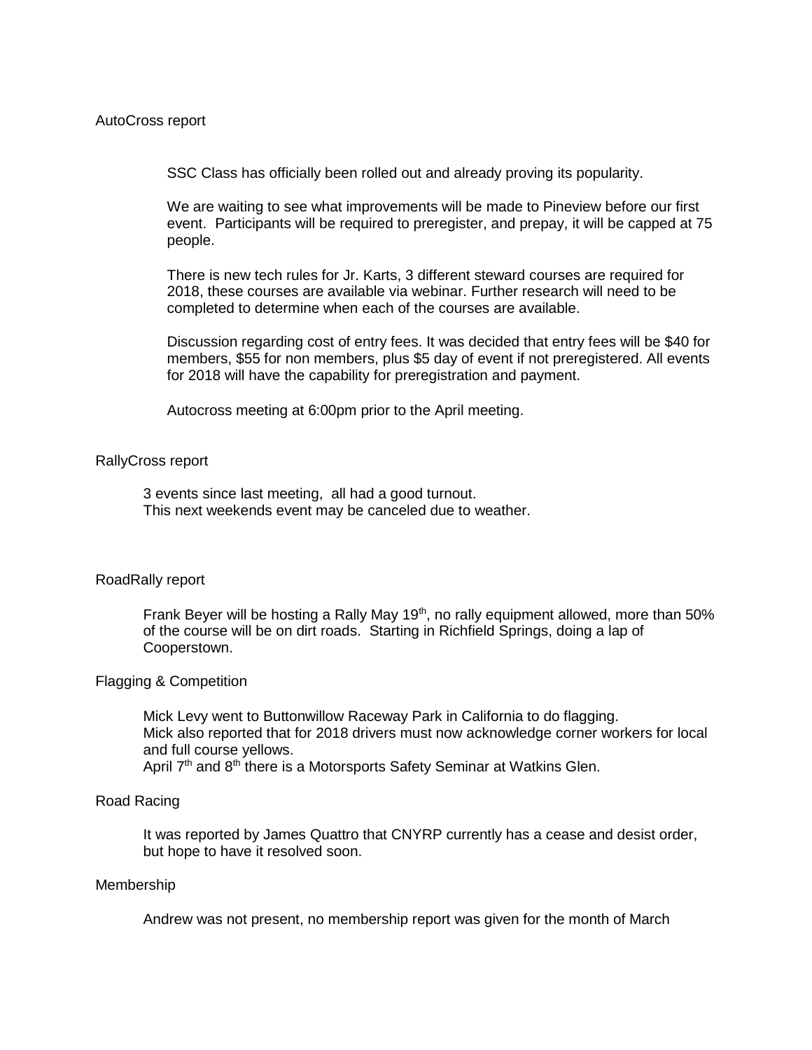## AutoCross report

SSC Class has officially been rolled out and already proving its popularity.

We are waiting to see what improvements will be made to Pineview before our first event. Participants will be required to preregister, and prepay, it will be capped at 75 people.

There is new tech rules for Jr. Karts, 3 different steward courses are required for 2018, these courses are available via webinar. Further research will need to be completed to determine when each of the courses are available.

Discussion regarding cost of entry fees. It was decided that entry fees will be $40 for members, $55 for non members, plus $5 day of event if not preregistered. All events for 2018 will have the capability for preregistration and payment.

Autocross meeting at 6:00pm prior to the April meeting.

## RallyCross report

3 events since last meeting, all had a good turnout.
This next weekends event may be canceled due to weather.

## RoadRally report

Frank Beyer will be hosting a Rally May 19th, no rally equipment allowed, more than 50% of the course will be on dirt roads. Starting in Richfield Springs, doing a lap of Cooperstown.

## Flagging & Competition

Mick Levy went to Buttonwillow Raceway Park in California to do flagging.
Mick also reported that for 2018 drivers must now acknowledge corner workers for local and full course yellows.
April 7th and 8th there is a Motorsports Safety Seminar at Watkins Glen.

## Road Racing

It was reported by James Quattro that CNYRP currently has a cease and desist order, but hope to have it resolved soon.

## Membership

Andrew was not present, no membership report was given for the month of March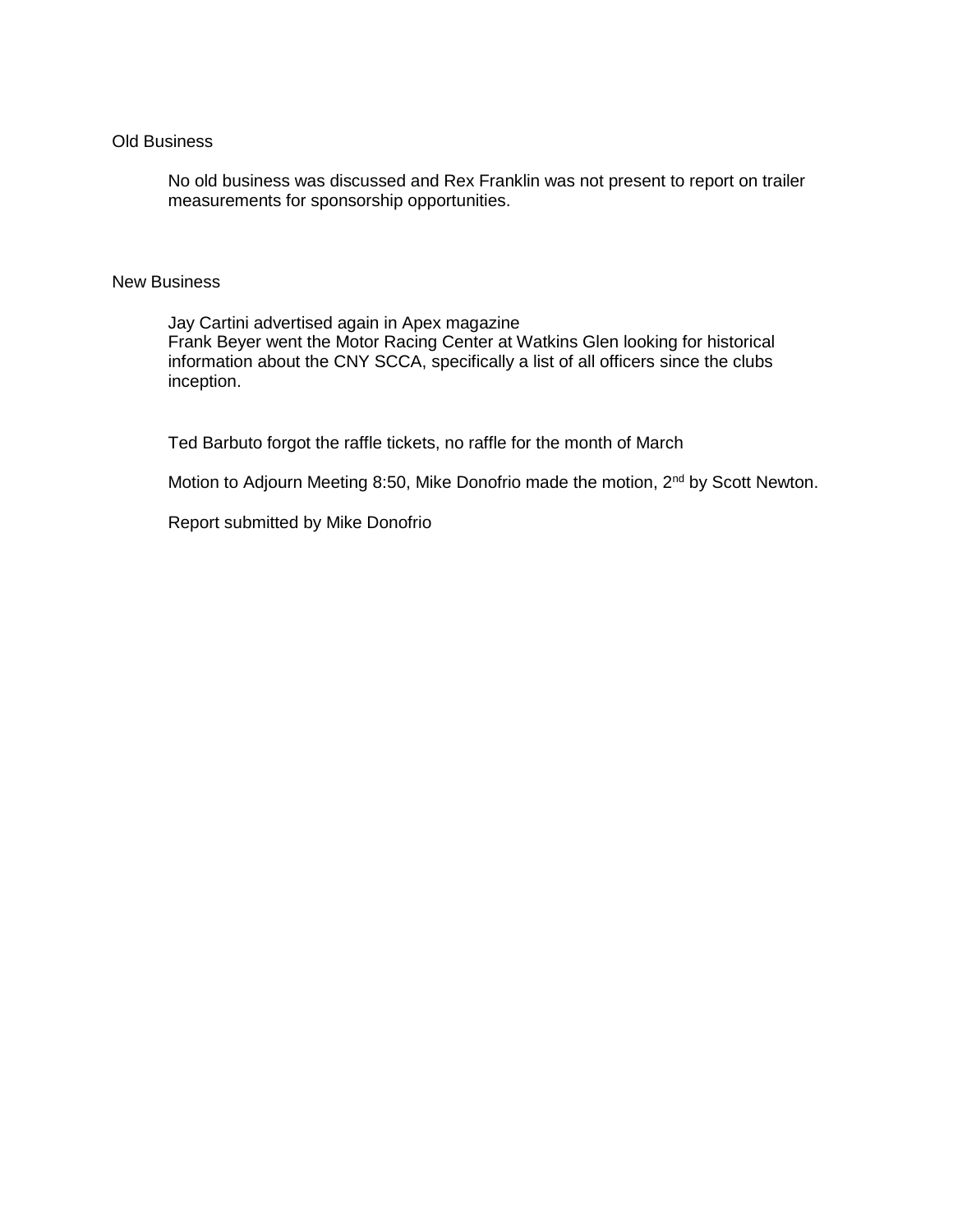## Old Business

No old business was discussed and Rex Franklin was not present to report on trailer measurements for sponsorship opportunities.

## New Business

Jay Cartini advertised again in Apex magazine
Frank Beyer went the Motor Racing Center at Watkins Glen looking for historical information about the CNY SCCA, specifically a list of all officers since the clubs inception.

Ted Barbuto forgot the raffle tickets, no raffle for the month of March

Motion to Adjourn Meeting 8:50, Mike Donofrio made the motion, 2nd by Scott Newton.

Report submitted by Mike Donofrio